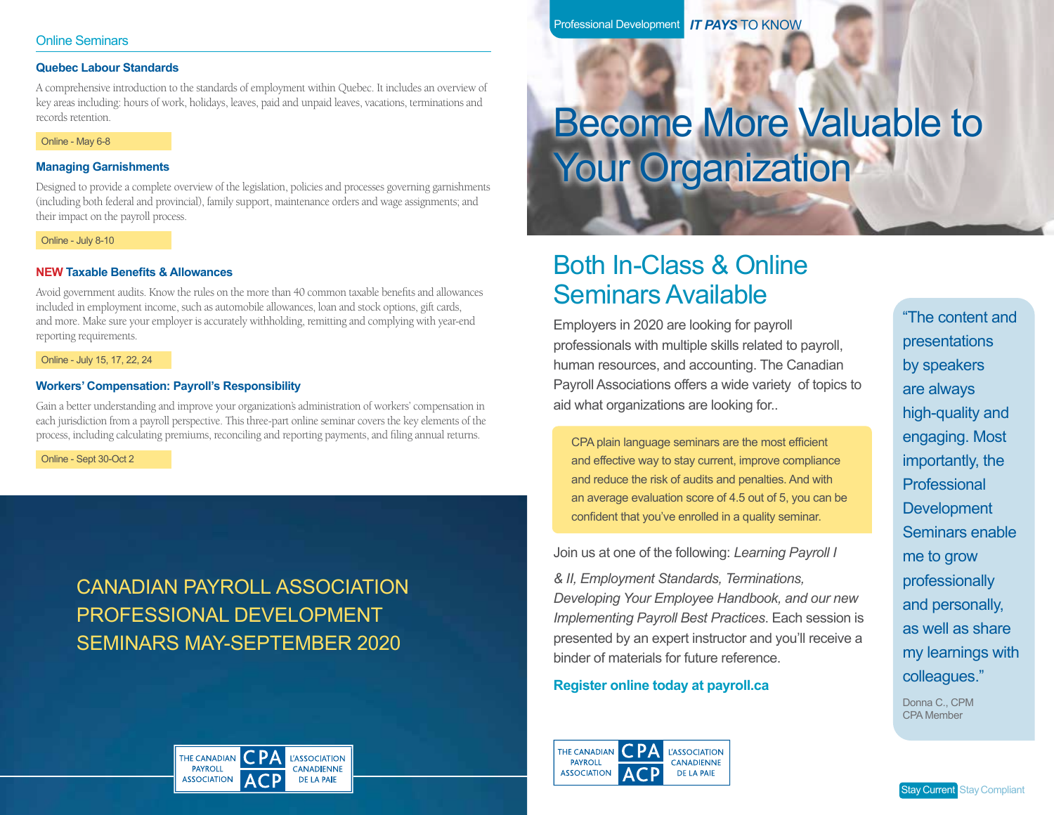## Online Seminars

### Quebec Labour Standards

A comprehensive introduction to the standards of employment within Quebec. It includes an overview of key areas including: hours of work, holidays, leaves, paid and unpaid leaves, vacations, terminations and records retention.

Online - May 6-8

### Managing Garnishments

Designed to provide a complete overview of the legislation, policies and processes governing garnishments (including both federal and provincial), family support, maintenance orders and wage assignments; and their impact on the payroll process.

Online - July 8-10

### NEW Taxable Benefits & Allowances

Avoid government audits. Know the rules on the more than 40 common taxable benefits and allowances included in employment income, such as automobile allowances, loan and stock options, gift cards, and more. Make sure your employer is accurately withholding, remitting and complying with year-end reporting requirements.

Online - July 15, 17, 22, 24

### Workers' Compensation: Payroll's Responsibility

Gain a better understanding and improve your organization's administration of workers' compensation in each jurisdiction from a payroll perspective. This three-part online seminar covers the key elements of the process, including calculating premiums, reconciling and reporting payments, and filing annual returns.

Online - Sept 30-Oct 2

CANADIAN PAYROLL ASSOCIATION PROFESSIONAL DEVELOPMENT SEMINARS MAY-SEPTEMBER 2020

THE CANADIAN PAYROLL ASSOCIATION | CPA ACP | L'ASSOCIATION CANADIENNE DE LA PAIE

Professional Development **IT PAYS** TO KNOW

# Become More Valuable to Your Organization

## Both In-Class & Online Seminars Available

Employers in 2020 are looking for payroll professionals with multiple skills related to payroll, human resources, and accounting. The Canadian Payroll Associations offers a wide variety of topics to aid what organizations are looking for..

CPA plain language seminars are the most efficient and effective way to stay current, improve compliance and reduce the risk of audits and penalties. And with an average evaluation score of 4.5 out of 5, you can be confident that you've enrolled in a quality seminar.

Join us at one of the following: *Learning Payroll I & II, Employment Standards, Terminations, Developing Your Employee Handbook, and our new Implementing Payroll Best Practices*. Each session is presented by an expert instructor and you'll receive a binder of materials for future reference.

**Register online today at payroll.ca**

"The content and presentations by speakers are always high-quality and engaging. Most importantly, the Professional Development Seminars enable me to grow professionally and personally, as well as share my learnings with colleagues."

Donna C., CPM
CPA Member

THE CANADIAN PAYROLL ASSOCIATION | CPA ACP | L'ASSOCIATION CANADIENNE DE LA PAIE

Stay Current Stay Compliant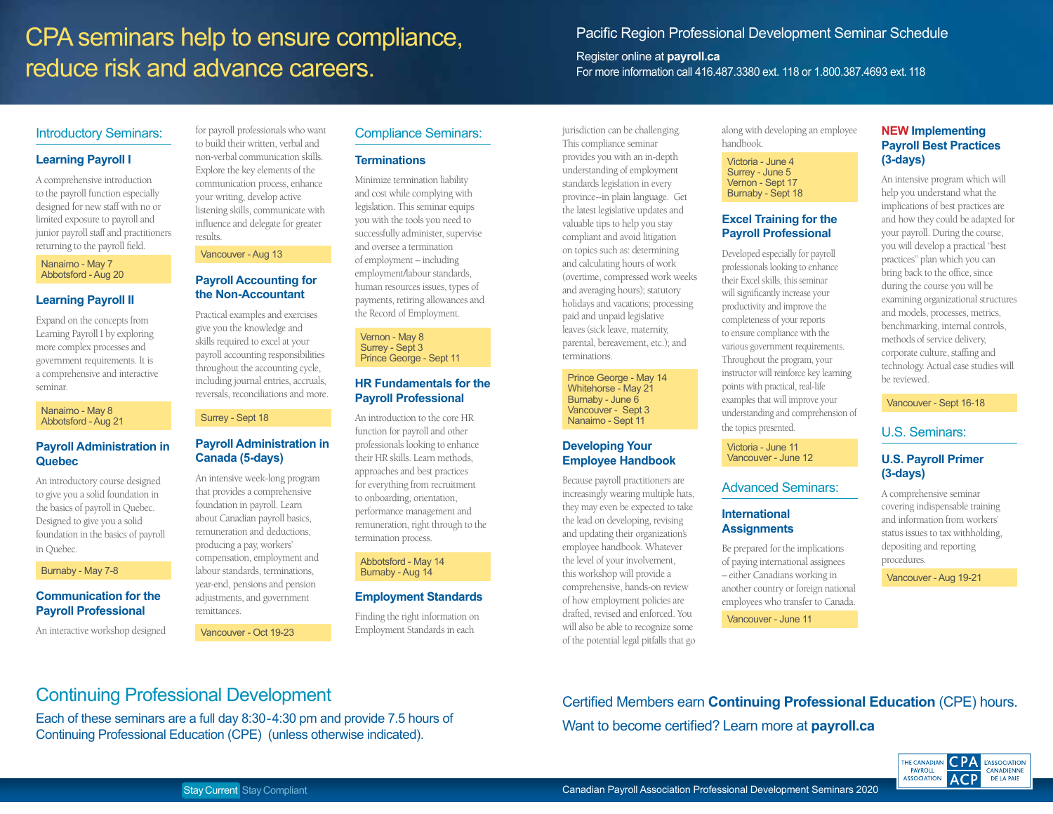# CPA seminars help to ensure compliance, reduce risk and advance careers.

Pacific Region Professional Development Seminar Schedule

Register online at **payroll.ca**
For more information call 416.487.3380 ext. 118 or 1.800.387.4693 ext. 118

## Introductory Seminars:

### Learning Payroll I

A comprehensive introduction to the payroll function especially designed for new staff with no or limited exposure to payroll and junior payroll staff and practitioners returning to the payroll field.

Nanaimo - May 7
Abbotsford - Aug 20

### Learning Payroll II

Expand on the concepts from Learning Payroll I by exploring more complex processes and government requirements. It is a comprehensive and interactive seminar.

Nanaimo - May 8
Abbotsford - Aug 21

### Payroll Administration in Quebec

An introductory course designed to give you a solid foundation in the basics of payroll in Quebec. Designed to give you a solid foundation in the basics of payroll in Quebec.

Burnaby - May 7-8

### Communication for the Payroll Professional

An interactive workshop designed for payroll professionals who want to build their written, verbal and non-verbal communication skills. Explore the key elements of the communication process, enhance your writing, develop active listening skills, communicate with influence and delegate for greater results.

Vancouver - Aug 13

### Payroll Accounting for the Non-Accountant

Practical examples and exercises give you the knowledge and skills required to excel at your payroll accounting responsibilities throughout the accounting cycle, including journal entries, accruals, reversals, reconciliations and more.

Surrey - Sept 18

### Payroll Administration in Canada (5-days)

An intensive week-long program that provides a comprehensive foundation in payroll. Learn about Canadian payroll basics, remuneration and deductions, producing a pay, workers' compensation, employment and labour standards, terminations, year-end, pensions and pension adjustments, and government remittances.

Vancouver - Oct 19-23

## Compliance Seminars:

### Terminations

Minimize termination liability and cost while complying with legislation. This seminar equips you with the tools you need to successfully administer, supervise and oversee a termination of employment – including employment/labour standards, human resources issues, types of payments, retiring allowances and the Record of Employment.

Vernon - May 8
Surrey - Sept 3
Prince George - Sept 11

### HR Fundamentals for the Payroll Professional

An introduction to the core HR function for payroll and other professionals looking to enhance their HR skills. Learn methods, approaches and best practices for everything from recruitment to onboarding, orientation, performance management and remuneration, right through to the termination process.

Abbotsford - May 14
Burnaby - Aug 14

### Employment Standards

Finding the right information on Employment Standards in each jurisdiction can be challenging. This compliance seminar provides you with an in-depth understanding of employment standards legislation in every province--in plain language. Get the latest legislative updates and valuable tips to help you stay compliant and avoid litigation on topics such as: determining and calculating hours of work (overtime, compressed work weeks and averaging hours); statutory holidays and vacations; processing paid and unpaid legislative leaves (sick leave, maternity, parental, bereavement, etc.); and terminations.

Prince George - May 14
Whitehorse - May 21
Burnaby - June 6
Vancouver - Sept 3
Nanaimo - Sept 11

### Developing Your Employee Handbook

Because payroll practitioners are increasingly wearing multiple hats, they may even be expected to take the lead on developing, revising and updating their organization's employee handbook. Whatever the level of your involvement, this workshop will provide a comprehensive, hands-on review of how employment policies are drafted, revised and enforced. You will also be able to recognize some of the potential legal pitfalls that go along with developing an employee handbook.

Victoria - June 4
Surrey - June 5
Vernon - Sept 17
Burnaby - Sept 18

### Excel Training for the Payroll Professional

Developed especially for payroll professionals looking to enhance their Excel skills, this seminar will significantly increase your productivity and improve the completeness of your reports to ensure compliance with the various government requirements. Throughout the program, your instructor will reinforce key learning points with practical, real-life examples that will improve your understanding and comprehension of the topics presented.

Victoria - June 11
Vancouver - June 12

## Advanced Seminars:

### International Assignments

Be prepared for the implications of paying international assignees – either Canadians working in another country or foreign national employees who transfer to Canada.

Vancouver - June 11

### NEW Implementing Payroll Best Practices (3-days)

An intensive program which will help you understand what the implications of best practices are and how they could be adapted for your payroll. During the course, you will develop a practical "best practices" plan which you can bring back to the office, since during the course you will be examining organizational structures and models, processes, metrics, benchmarking, internal controls, methods of service delivery, corporate culture, staffing and technology. Actual case studies will be reviewed.

Vancouver - Sept 16-18

## U.S. Seminars:

### U.S. Payroll Primer (3-days)

A comprehensive seminar covering indispensable training and information from workers' status issues to tax withholding, depositing and reporting procedures.

Vancouver - Aug 19-21

## Continuing Professional Development

Each of these seminars are a full day 8:30-4:30 pm and provide 7.5 hours of Continuing Professional Education (CPE) (unless otherwise indicated).

Certified Members earn **Continuing Professional Education** (CPE) hours.

Want to become certified? Learn more at **payroll.ca**

THE CANADIAN PAYROLL ASSOCIATION CPA ACP L'ASSOCIATION CANADIENNE DE LA PAIE

Stay Current Stay Compliant

Canadian Payroll Association Professional Development Seminars 2020